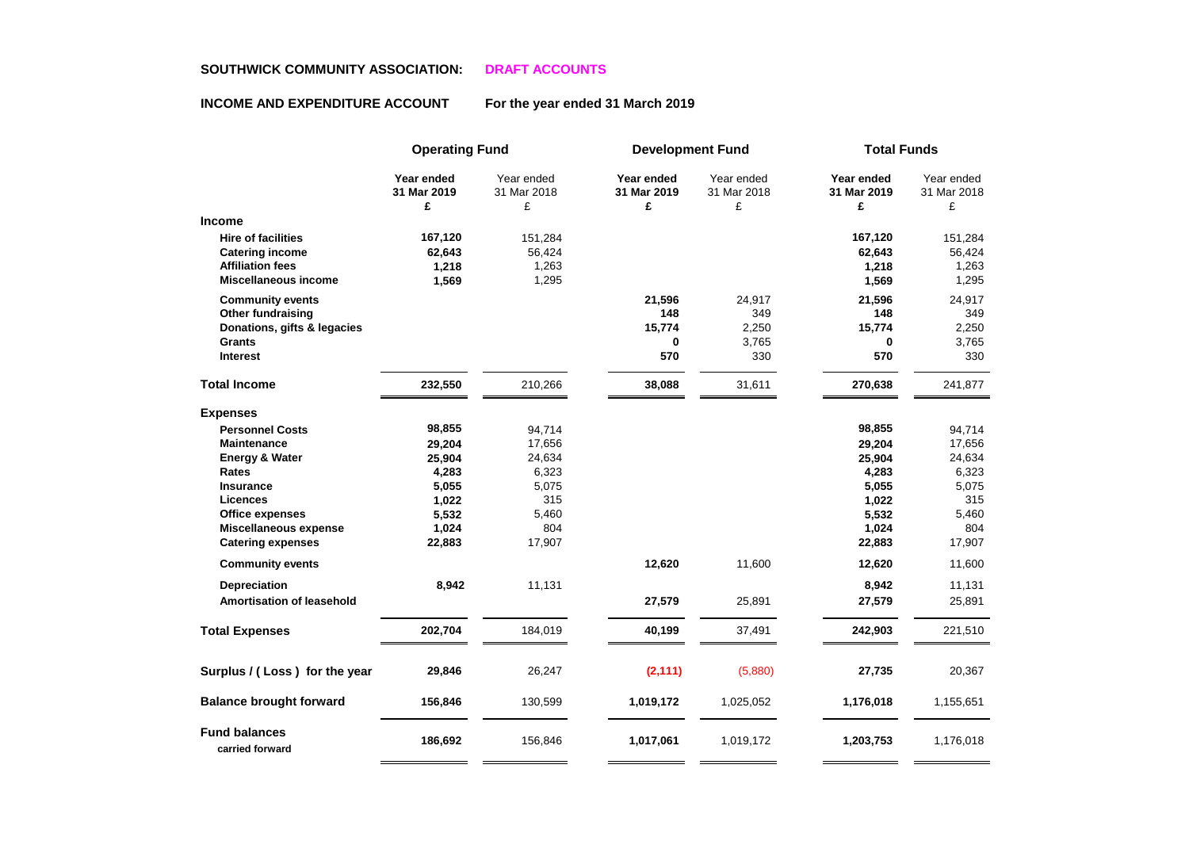**SOUTHWICK COMMUNITY ASSOCIATION: DRAFT ACCOUNTS**

**INCOME AND EXPENDITURE ACCOUNT For the year ended 31 March 2019**

| | **Operating Fund** | | **Development Fund** | | **Total Funds** | |
|---|---|---|---|---|---|---|
| | **Year ended 31 Mar 2019 £** | Year ended 31 Mar 2018 £ | **Year ended 31 Mar 2019 £** | Year ended 31 Mar 2018 £ | **Year ended 31 Mar 2019 £** | Year ended 31 Mar 2018 £ |
| **Income** | | | | | | |
| **Hire of facilities** | **167,120** | 151,284 | | | **167,120** | 151,284 |
| **Catering income** | **62,643** | 56,424 | | | **62,643** | 56,424 |
| **Affiliation fees** | **1,218** | 1,263 | | | **1,218** | 1,263 |
| **Miscellaneous income** | **1,569** | 1,295 | | | **1,569** | 1,295 |
| **Community events** | | | **21,596** | 24,917 | **21,596** | 24,917 |
| **Other fundraising** | | | **148** | 349 | **148** | 349 |
| **Donations, gifts & legacies** | | | **15,774** | 2,250 | **15,774** | 2,250 |
| **Grants** | | | **0** | 3,765 | **0** | 3,765 |
| **Interest** | | | **570** | 330 | **570** | 330 |
| **Total Income** | **232,550** | 210,266 | **38,088** | 31,611 | **270,638** | 241,877 |
| **Expenses** | | | | | | |
| **Personnel Costs** | **98,855** | 94,714 | | | **98,855** | 94,714 |
| **Maintenance** | **29,204** | 17,656 | | | **29,204** | 17,656 |
| **Energy & Water** | **25,904** | 24,634 | | | **25,904** | 24,634 |
| **Rates** | **4,283** | 6,323 | | | **4,283** | 6,323 |
| **Insurance** | **5,055** | 5,075 | | | **5,055** | 5,075 |
| **Licences** | **1,022** | 315 | | | **1,022** | 315 |
| **Office expenses** | **5,532** | 5,460 | | | **5,532** | 5,460 |
| **Miscellaneous expense** | **1,024** | 804 | | | **1,024** | 804 |
| **Catering expenses** | **22,883** | 17,907 | | | **22,883** | 17,907 |
| **Community events** | | | **12,620** | 11,600 | **12,620** | 11,600 |
| **Depreciation** | **8,942** | 11,131 | | | **8,942** | 11,131 |
| **Amortisation of leasehold** | | | **27,579** | 25,891 | **27,579** | 25,891 |
| **Total Expenses** | **202,704** | 184,019 | **40,199** | 37,491 | **242,903** | 221,510 |
| **Surplus / ( Loss ) for the year** | **29,846** | 26,247 | **(2,111)** | (5,880) | **27,735** | 20,367 |
| **Balance brought forward** | **156,846** | 130,599 | **1,019,172** | 1,025,052 | **1,176,018** | 1,155,651 |
| **Fund balances carried forward** | **186,692** | 156,846 | **1,017,061** | 1,019,172 | **1,203,753** | 1,176,018 |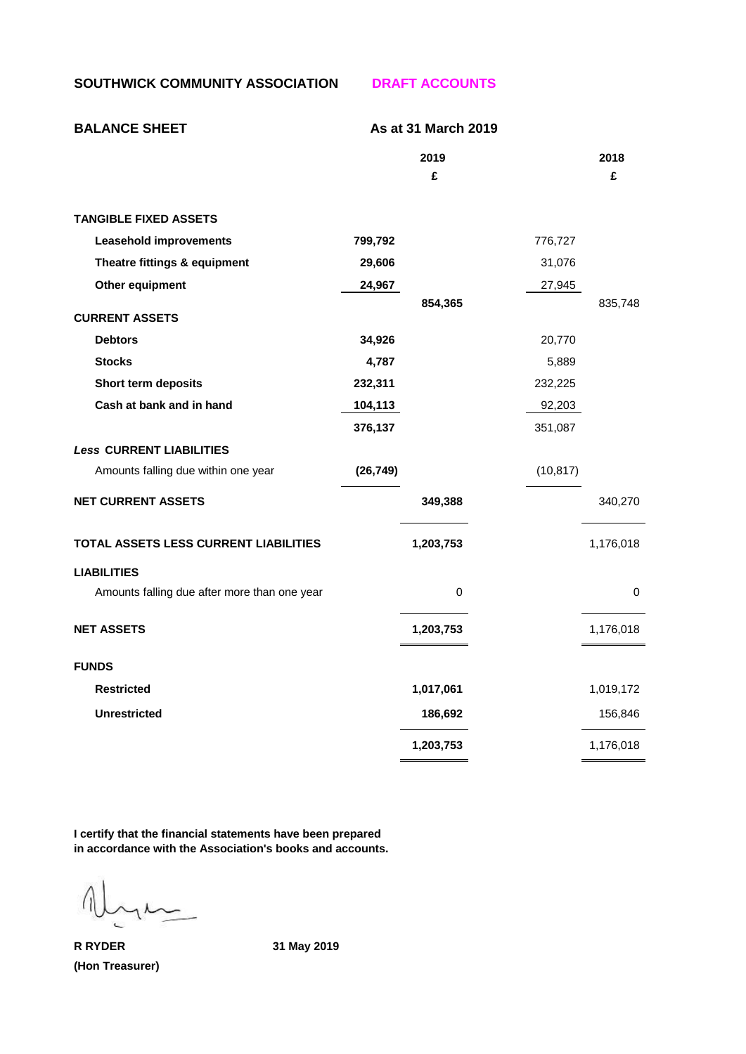**SOUTHWICK COMMUNITY ASSOCIATION** **DRAFT ACCOUNTS**

**BALANCE SHEET** **As at 31 March 2019**

| | | 2019 £ | | 2018 £ |
|---|---|---|---|---|
| **TANGIBLE FIXED ASSETS** | | | | |
| **Leasehold improvements** | **799,792** | | 776,727 | |
| **Theatre fittings & equipment** | **29,606** | | 31,076 | |
| **Other equipment** | **24,967** | | 27,945 | |
| | | **854,365** | | 835,748 |
| **CURRENT ASSETS** | | | | |
| **Debtors** | **34,926** | | 20,770 | |
| **Stocks** | **4,787** | | 5,889 | |
| **Short term deposits** | **232,311** | | 232,225 | |
| **Cash at bank and in hand** | **104,113** | | 92,203 | |
| | **376,137** | | 351,087 | |
| ***Less* CURRENT LIABILITIES** | | | | |
| Amounts falling due within one year | **(26,749)** | | (10,817) | |
| **NET CURRENT ASSETS** | | **349,388** | | 340,270 |
| **TOTAL ASSETS LESS CURRENT LIABILITIES** | | **1,203,753** | | 1,176,018 |
| **LIABILITIES** | | | | |
| Amounts falling due after more than one year | | 0 | | 0 |
| **NET ASSETS** | | **1,203,753** | | 1,176,018 |
| **FUNDS** | | | | |
| **Restricted** | | **1,017,061** | | 1,019,172 |
| **Unrestricted** | | **186,692** | | 156,846 |
| | | **1,203,753** | | 1,176,018 |

**I certify that the financial statements have been prepared in accordance with the Association's books and accounts.**

**R RYDER** **31 May 2019**
**(Hon Treasurer)**